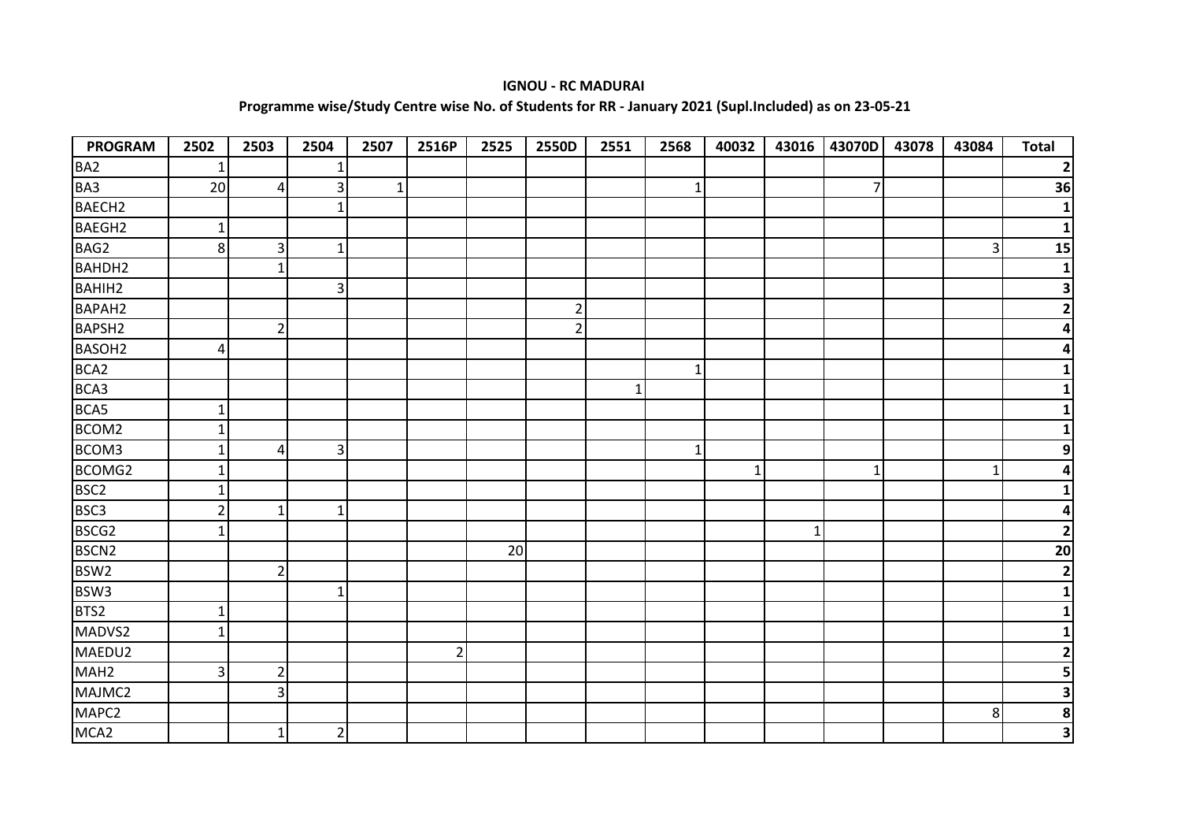**IGNOU - RC MADURAI**

**Programme wise/Study Centre wise No. of Students for RR - January 2021 (Supl.Included) as on 23-05-21**

| PROGRAM | 2502 | 2503 | 2504 | 2507 | 2516P | 2525 | 2550D | 2551 | 2568 | 40032 | 43016 | 43070D | 43078 | 43084 | Total |
|---|---|---|---|---|---|---|---|---|---|---|---|---|---|---|---|
| BA2 | 1 | | 1 | | | | | | | | | | | | **2** |
| BA3 | 20 | 4 | 3 | 1 | | | | | 1 | | | 7 | | | **36** |
| BAECH2 | | | 1 | | | | | | | | | | | | **1** |
| BAEGH2 | 1 | | | | | | | | | | | | | | **1** |
| BAG2 | 8 | 3 | 1 | | | | | | | | | | | 3 | **15** |
| BAHDH2 | | 1 | | | | | | | | | | | | | **1** |
| BAHIH2 | | | 3 | | | | | | | | | | | | **3** |
| BAPAH2 | | | | | | | 2 | | | | | | | | **2** |
| BAPSH2 | | 2 | | | | | 2 | | | | | | | | **4** |
| BASOH2 | 4 | | | | | | | | | | | | | | **4** |
| BCA2 | | | | | | | | | 1 | | | | | | **1** |
| BCA3 | | | | | | | | 1 | | | | | | | **1** |
| BCA5 | 1 | | | | | | | | | | | | | | **1** |
| BCOM2 | 1 | | | | | | | | | | | | | | **1** |
| BCOM3 | 1 | 4 | 3 | | | | | | 1 | | | | | | **9** |
| BCOMG2 | 1 | | | | | | | | | 1 | | 1 | | 1 | **4** |
| BSC2 | 1 | | | | | | | | | | | | | | **1** |
| BSC3 | 2 | 1 | 1 | | | | | | | | | | | | **4** |
| BSCG2 | 1 | | | | | | | | | | 1 | | | | **2** |
| BSCN2 | | | | | | 20 | | | | | | | | | **20** |
| BSW2 | | 2 | | | | | | | | | | | | | **2** |
| BSW3 | | | 1 | | | | | | | | | | | | **1** |
| BTS2 | 1 | | | | | | | | | | | | | | **1** |
| MADVS2 | 1 | | | | | | | | | | | | | | **1** |
| MAEDU2 | | | | | 2 | | | | | | | | | | **2** |
| MAH2 | 3 | 2 | | | | | | | | | | | | | **5** |
| MAJMC2 | | 3 | | | | | | | | | | | | | **3** |
| MAPC2 | | | | | | | | | | | | | | 8 | **8** |
| MCA2 | | 1 | 2 | | | | | | | | | | | | **3** |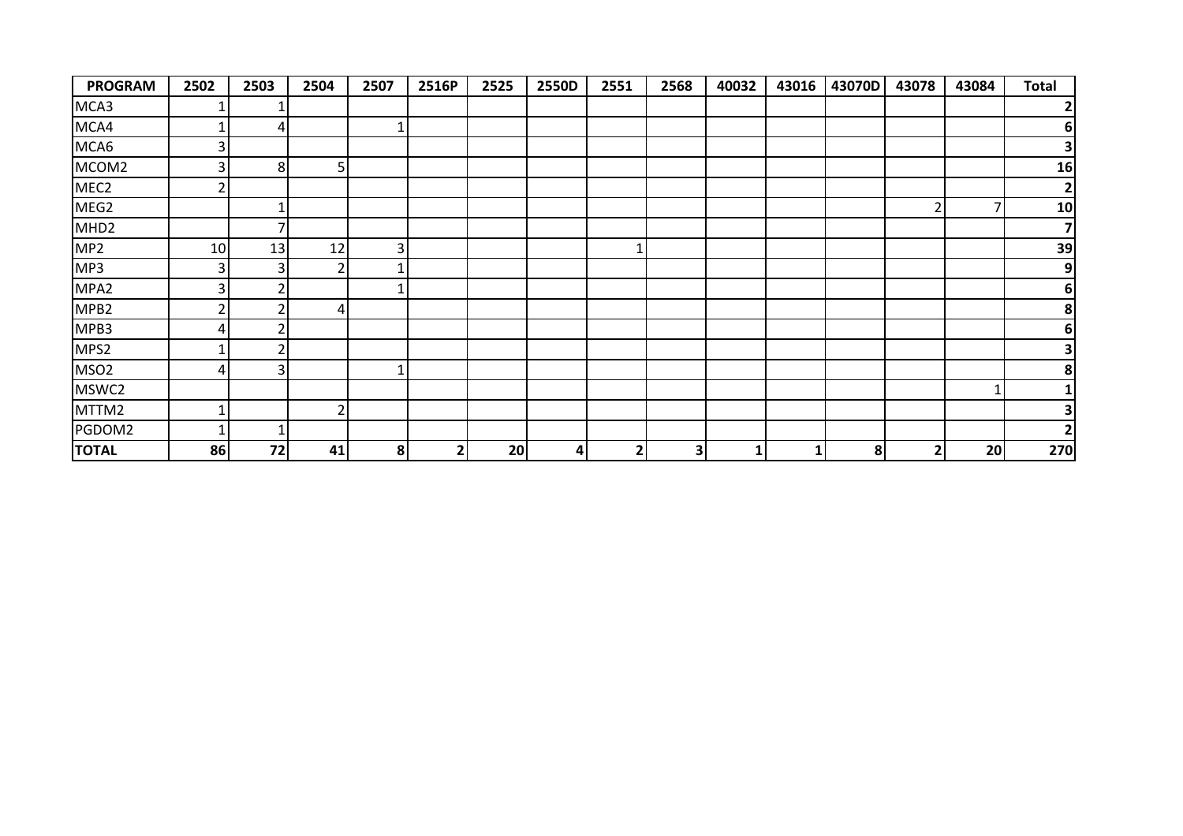| PROGRAM | 2502 | 2503 | 2504 | 2507 | 2516P | 2525 | 2550D | 2551 | 2568 | 40032 | 43016 | 43070D | 43078 | 43084 | Total |
|---|---|---|---|---|---|---|---|---|---|---|---|---|---|---|---|
| MCA3 | 1 | 1 | | | | | | | | | | | | | **2** |
| MCA4 | 1 | 4 | | 1 | | | | | | | | | | | **6** |
| MCA6 | 3 | | | | | | | | | | | | | | **3** |
| MCOM2 | 3 | 8 | 5 | | | | | | | | | | | | **16** |
| MEC2 | 2 | | | | | | | | | | | | | | **2** |
| MEG2 | | 1 | | | | | | | | | | | 2 | 7 | **10** |
| MHD2 | | 7 | | | | | | | | | | | | | **7** |
| MP2 | 10 | 13 | 12 | 3 | | | | 1 | | | | | | | **39** |
| MP3 | 3 | 3 | 2 | 1 | | | | | | | | | | | **9** |
| MPA2 | 3 | 2 | | 1 | | | | | | | | | | | **6** |
| MPB2 | 2 | 2 | 4 | | | | | | | | | | | | **8** |
| MPB3 | 4 | 2 | | | | | | | | | | | | | **6** |
| MPS2 | 1 | 2 | | | | | | | | | | | | | **3** |
| MSO2 | 4 | 3 | | 1 | | | | | | | | | | | **8** |
| MSWC2 | | | | | | | | | | | | | | 1 | **1** |
| MTTM2 | 1 | | 2 | | | | | | | | | | | | **3** |
| PGDOM2 | 1 | 1 | | | | | | | | | | | | | **2** |
| **TOTAL** | **86** | **72** | **41** | **8** | **2** | **20** | **4** | **2** | **3** | **1** | **1** | **8** | **2** | **20** | **270** |